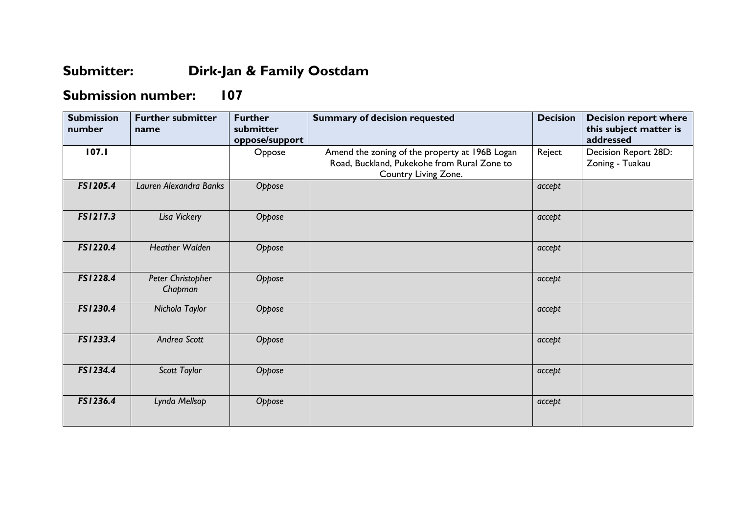## Submitter: Dirk-Jan & Family Oostdam

## Submission number: 107

| Submission number | Further submitter name | Further submitter oppose/support | Summary of decision requested | Decision | Decision report where this subject matter is addressed |
|---|---|---|---|---|---|
| 107.1 | | Oppose | Amend the zoning of the property at 196B Logan Road, Buckland, Pukekohe from Rural Zone to Country Living Zone. | Reject | Decision Report 28D: Zoning - Tuakau |
| *FS1205.4* | *Lauren Alexandra Banks* | *Oppose* | | *accept* | |
| *FS1217.3* | *Lisa Vickery* | *Oppose* | | *accept* | |
| *FS1220.4* | *Heather Walden* | *Oppose* | | *accept* | |
| *FS1228.4* | *Peter Christopher Chapman* | *Oppose* | | *accept* | |
| *FS1230.4* | *Nichola Taylor* | *Oppose* | | *accept* | |
| *FS1233.4* | *Andrea Scott* | *Oppose* | | *accept* | |
| *FS1234.4* | *Scott Taylor* | *Oppose* | | *accept* | |
| *FS1236.4* | *Lynda Mellsop* | *Oppose* | | *accept* | |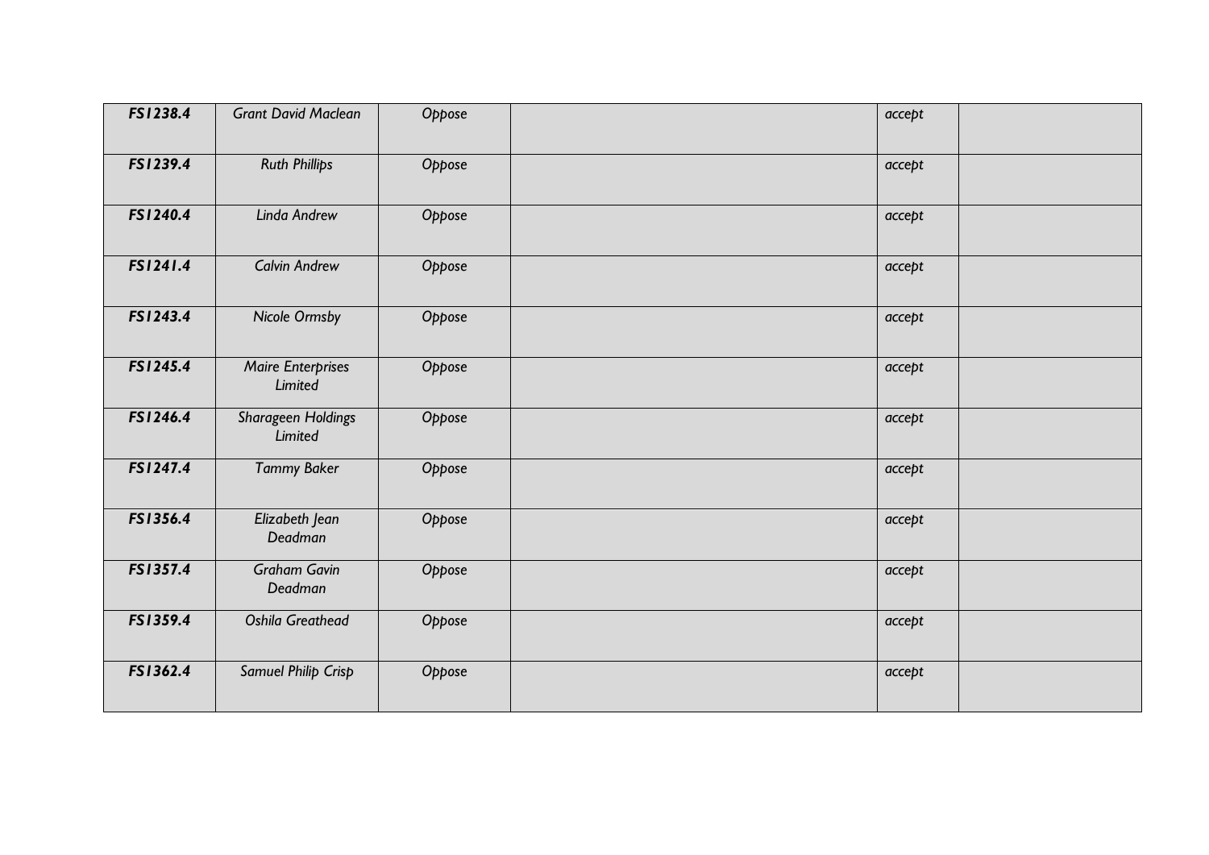| | | | | | |
|---|---|---|---|---|---|
| ***FS1238.4*** | *Grant David Maclean* | *Oppose* | | *accept* | |
| ***FS1239.4*** | *Ruth Phillips* | *Oppose* | | *accept* | |
| ***FS1240.4*** | *Linda Andrew* | *Oppose* | | *accept* | |
| ***FS1241.4*** | *Calvin Andrew* | *Oppose* | | *accept* | |
| ***FS1243.4*** | *Nicole Ormsby* | *Oppose* | | *accept* | |
| ***FS1245.4*** | *Maire Enterprises Limited* | *Oppose* | | *accept* | |
| ***FS1246.4*** | *Sharageen Holdings Limited* | *Oppose* | | *accept* | |
| ***FS1247.4*** | *Tammy Baker* | *Oppose* | | *accept* | |
| ***FS1356.4*** | *Elizabeth Jean Deadman* | *Oppose* | | *accept* | |
| ***FS1357.4*** | *Graham Gavin Deadman* | *Oppose* | | *accept* | |
| ***FS1359.4*** | *Oshila Greathead* | *Oppose* | | *accept* | |
| ***FS1362.4*** | *Samuel Philip Crisp* | *Oppose* | | *accept* | |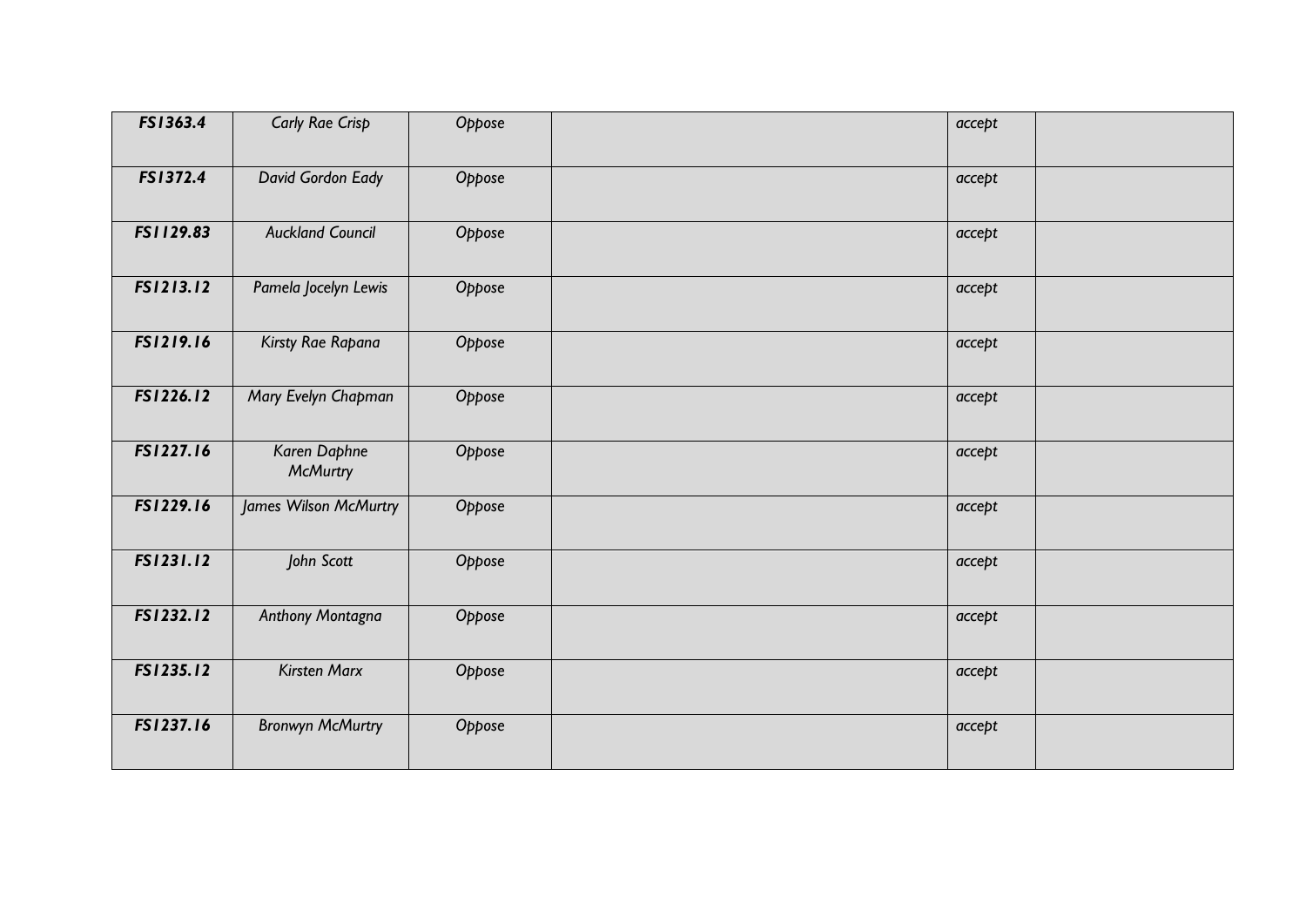| | | | | | |
|---|---|---|---|---|---|
| ***FS1363.4*** | *Carly Rae Crisp* | *Oppose* | | *accept* | |
| ***FS1372.4*** | *David Gordon Eady* | *Oppose* | | *accept* | |
| ***FS1129.83*** | *Auckland Council* | *Oppose* | | *accept* | |
| ***FS1213.12*** | *Pamela Jocelyn Lewis* | *Oppose* | | *accept* | |
| ***FS1219.16*** | *Kirsty Rae Rapana* | *Oppose* | | *accept* | |
| ***FS1226.12*** | *Mary Evelyn Chapman* | *Oppose* | | *accept* | |
| ***FS1227.16*** | *Karen Daphne McMurtry* | *Oppose* | | *accept* | |
| ***FS1229.16*** | *James Wilson McMurtry* | *Oppose* | | *accept* | |
| ***FS1231.12*** | *John Scott* | *Oppose* | | *accept* | |
| ***FS1232.12*** | *Anthony Montagna* | *Oppose* | | *accept* | |
| ***FS1235.12*** | *Kirsten Marx* | *Oppose* | | *accept* | |
| ***FS1237.16*** | *Bronwyn McMurtry* | *Oppose* | | *accept* | |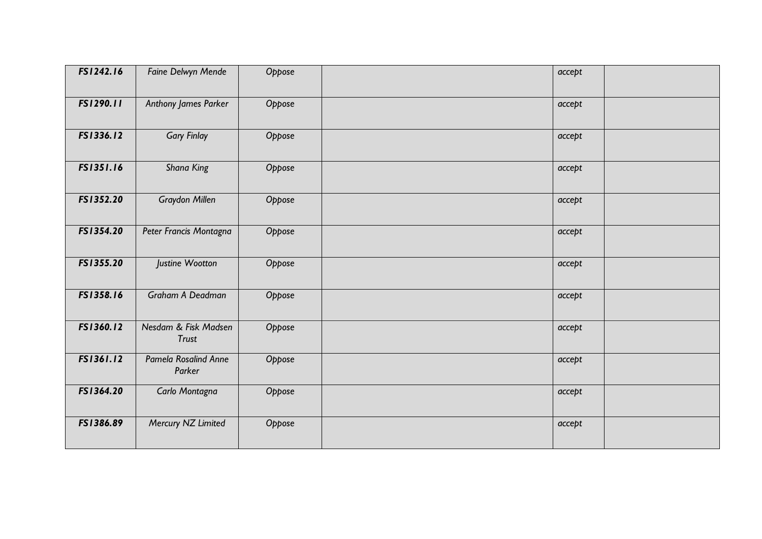| | | | | | |
|---|---|---|---|---|---|
| ***FS1242.16*** | *Faine Delwyn Mende* | *Oppose* | | *accept* | |
| ***FS1290.11*** | *Anthony James Parker* | *Oppose* | | *accept* | |
| ***FS1336.12*** | *Gary Finlay* | *Oppose* | | *accept* | |
| ***FS1351.16*** | *Shana King* | *Oppose* | | *accept* | |
| ***FS1352.20*** | *Graydon Millen* | *Oppose* | | *accept* | |
| ***FS1354.20*** | *Peter Francis Montagna* | *Oppose* | | *accept* | |
| ***FS1355.20*** | *Justine Wootton* | *Oppose* | | *accept* | |
| ***FS1358.16*** | *Graham A Deadman* | *Oppose* | | *accept* | |
| ***FS1360.12*** | *Nesdam & Fisk Madsen Trust* | *Oppose* | | *accept* | |
| ***FS1361.12*** | *Pamela Rosalind Anne Parker* | *Oppose* | | *accept* | |
| ***FS1364.20*** | *Carlo Montagna* | *Oppose* | | *accept* | |
| ***FS1386.89*** | *Mercury NZ Limited* | *Oppose* | | *accept* | |